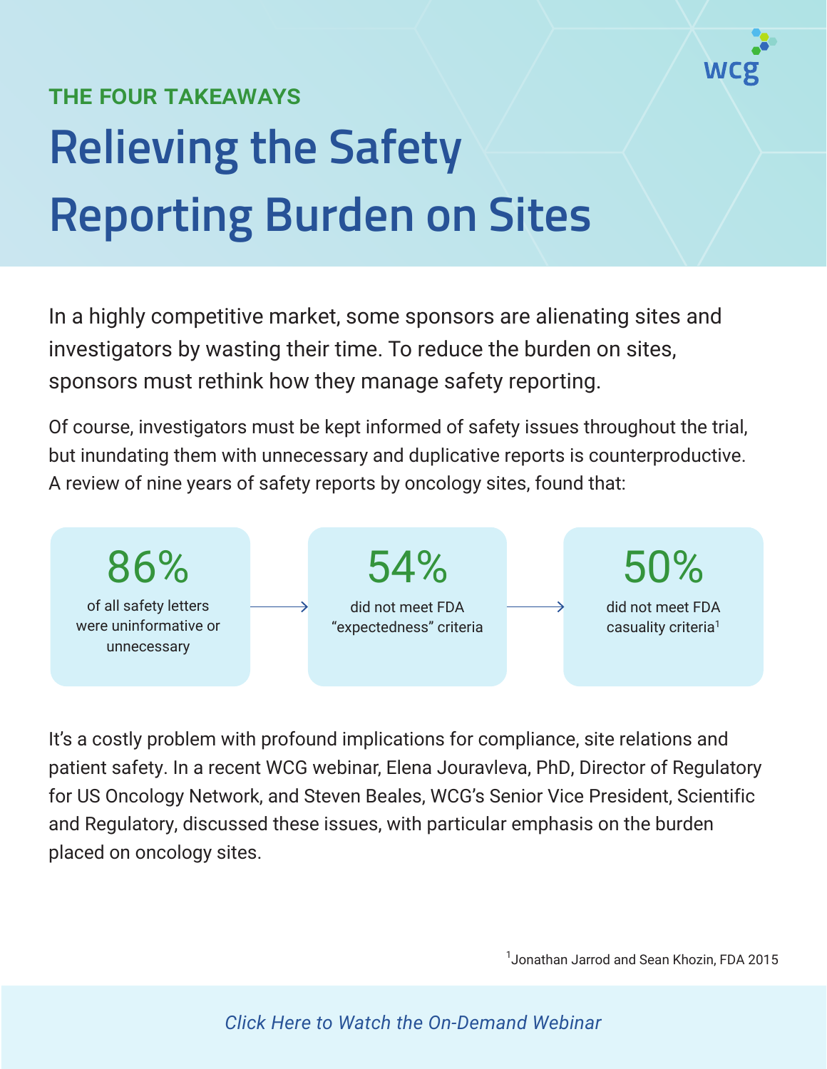THE FOUR TAKEAWAYS

# Relieving the Safety Reporting Burden on Sites

In a highly competitive market, some sponsors are alienating sites and investigators by wasting their time. To reduce the burden on sites, sponsors must rethink how they manage safety reporting.

Of course, investigators must be kept informed of safety issues throughout the trial, but inundating them with unnecessary and duplicative reports is counterproductive. A review of nine years of safety reports by oncology sites, found that:

**86%** of all safety letters were uninformative or unnecessary → **54%** did not meet FDA "expectedness" criteria → **50%** did not meet FDA casuality criteria[1]

It's a costly problem with profound implications for compliance, site relations and patient safety. In a recent WCG webinar, Elena Jouravleva, PhD, Director of Regulatory for US Oncology Network, and Steven Beales, WCG's Senior Vice President, Scientific and Regulatory, discussed these issues, with particular emphasis on the burden placed on oncology sites.

[1] Jonathan Jarrod and Sean Khozin, FDA 2015

*Click Here to Watch the On-Demand Webinar*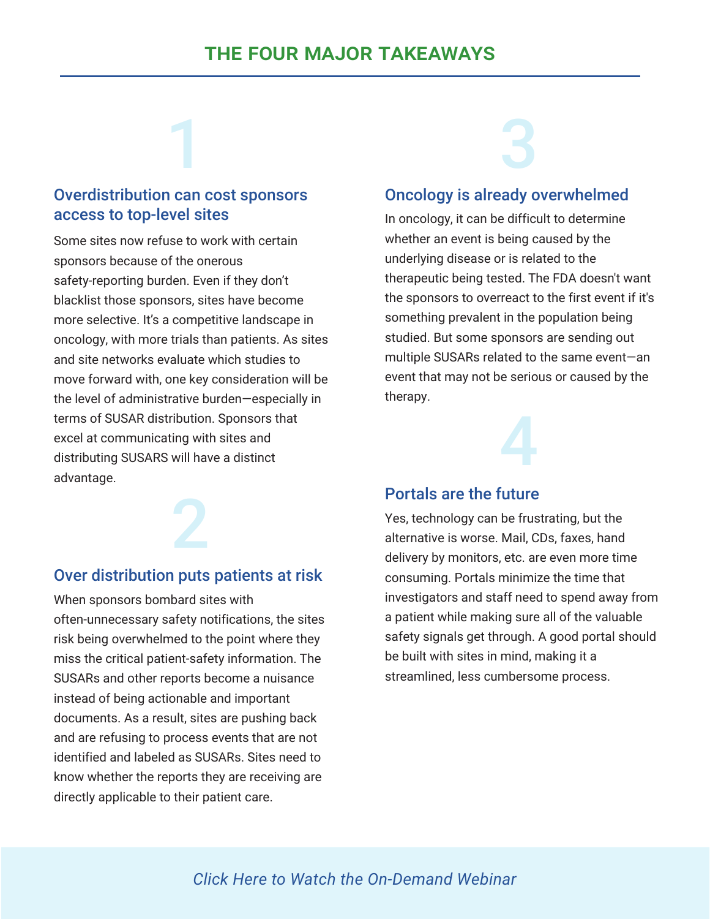# THE FOUR MAJOR TAKEAWAYS

## 1

### Overdistribution can cost sponsors access to top-level sites

Some sites now refuse to work with certain sponsors because of the onerous safety-reporting burden. Even if they don't blacklist those sponsors, sites have become more selective. It's a competitive landscape in oncology, with more trials than patients. As sites and site networks evaluate which studies to move forward with, one key consideration will be the level of administrative burden—especially in terms of SUSAR distribution. Sponsors that excel at communicating with sites and distributing SUSARS will have a distinct advantage.

## 2

### Over distribution puts patients at risk

When sponsors bombard sites with often-unnecessary safety notifications, the sites risk being overwhelmed to the point where they miss the critical patient-safety information. The SUSARs and other reports become a nuisance instead of being actionable and important documents. As a result, sites are pushing back and are refusing to process events that are not identified and labeled as SUSARs. Sites need to know whether the reports they are receiving are directly applicable to their patient care.

## 3

### Oncology is already overwhelmed

In oncology, it can be difficult to determine whether an event is being caused by the underlying disease or is related to the therapeutic being tested. The FDA doesn't want the sponsors to overreact to the first event if it's something prevalent in the population being studied. But some sponsors are sending out multiple SUSARs related to the same event—an event that may not be serious or caused by the therapy.

## 4

### Portals are the future

Yes, technology can be frustrating, but the alternative is worse. Mail, CDs, faxes, hand delivery by monitors, etc. are even more time consuming. Portals minimize the time that investigators and staff need to spend away from a patient while making sure all of the valuable safety signals get through. A good portal should be built with sites in mind, making it a streamlined, less cumbersome process.

*Click Here to Watch the On-Demand Webinar*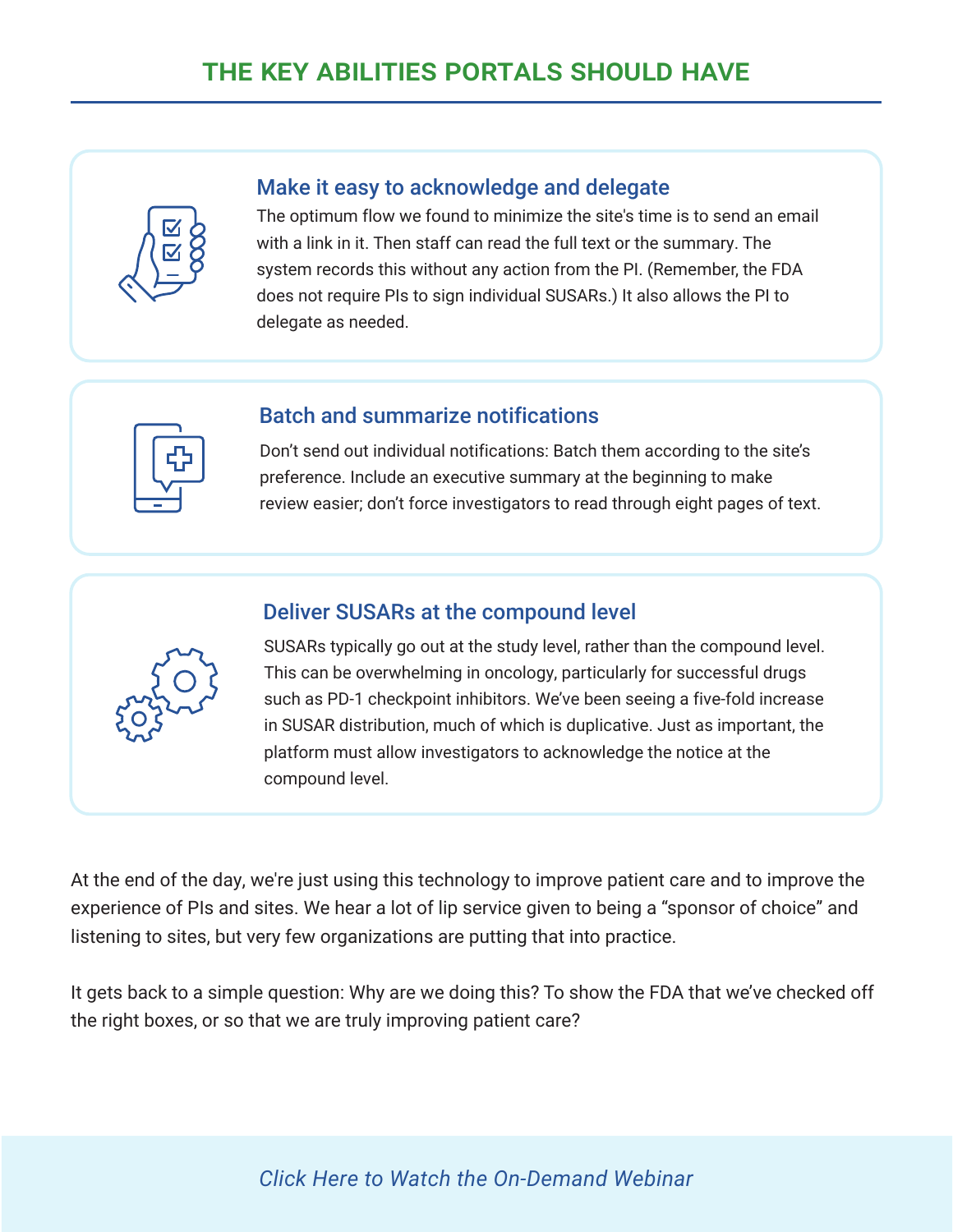## THE KEY ABILITIES PORTALS SHOULD HAVE

### Make it easy to acknowledge and delegate

The optimum flow we found to minimize the site's time is to send an email with a link in it. Then staff can read the full text or the summary. The system records this without any action from the PI. (Remember, the FDA does not require PIs to sign individual SUSARs.) It also allows the PI to delegate as needed.

### Batch and summarize notifications

Don't send out individual notifications: Batch them according to the site's preference. Include an executive summary at the beginning to make review easier; don't force investigators to read through eight pages of text.

### Deliver SUSARs at the compound level

SUSARs typically go out at the study level, rather than the compound level. This can be overwhelming in oncology, particularly for successful drugs such as PD-1 checkpoint inhibitors. We've been seeing a five-fold increase in SUSAR distribution, much of which is duplicative. Just as important, the platform must allow investigators to acknowledge the notice at the compound level.

At the end of the day, we're just using this technology to improve patient care and to improve the experience of PIs and sites. We hear a lot of lip service given to being a "sponsor of choice" and listening to sites, but very few organizations are putting that into practice.

It gets back to a simple question: Why are we doing this? To show the FDA that we've checked off the right boxes, or so that we are truly improving patient care?

*Click Here to Watch the On-Demand Webinar*